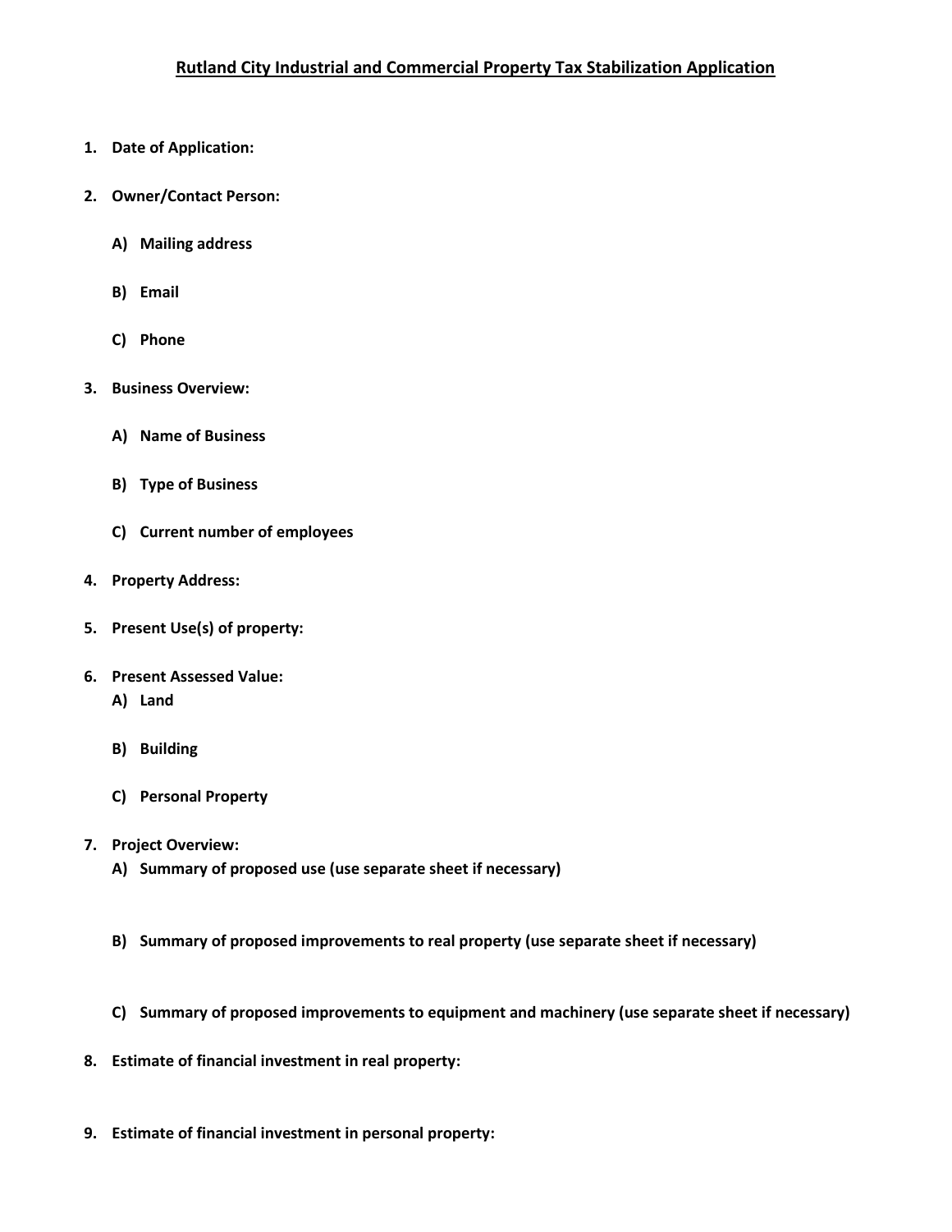# Rutland City Industrial and Commercial Property Tax Stabilization Application

1. **Date of Application:**

2. **Owner/Contact Person:**

   A) **Mailing address**

   B) **Email**

   C) **Phone**

3. **Business Overview:**

   A) **Name of Business**

   B) **Type of Business**

   C) **Current number of employees**

4. **Property Address:**

5. **Present Use(s) of property:**

6. **Present Assessed Value:**

   A) **Land**

   B) **Building**

   C) **Personal Property**

7. **Project Overview:**

   A) **Summary of proposed use (use separate sheet if necessary)**

   B) **Summary of proposed improvements to real property (use separate sheet if necessary)**

   C) **Summary of proposed improvements to equipment and machinery (use separate sheet if necessary)**

8. **Estimate of financial investment in real property:**

9. **Estimate of financial investment in personal property:**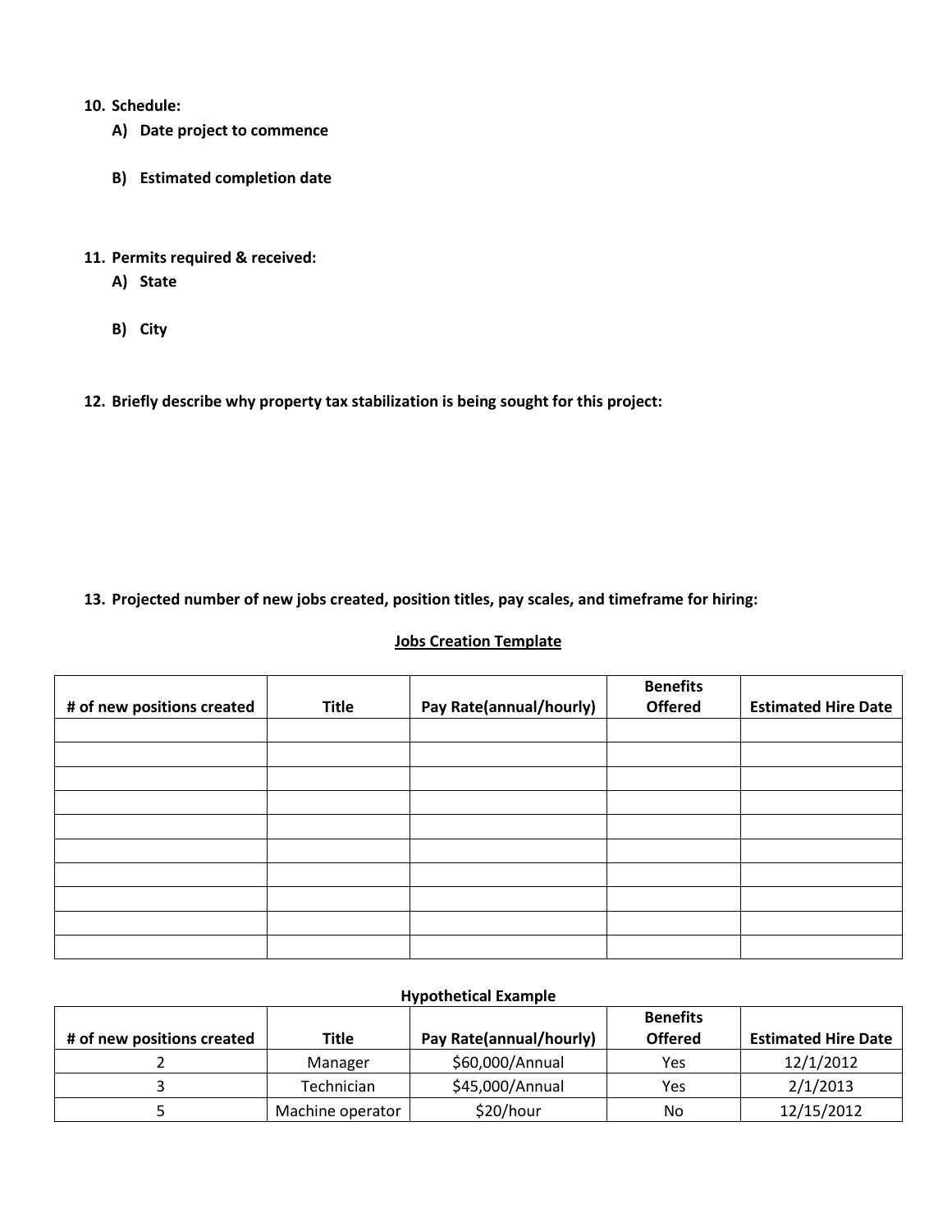10. **Schedule:**
    A) **Date project to commence**

    B) **Estimated completion date**

11. **Permits required & received:**
    A) **State**

    B) **City**

12. **Briefly describe why property tax stabilization is being sought for this project:**

13. **Projected number of new jobs created, position titles, pay scales, and timeframe for hiring:**

**<u>Jobs Creation Template</u>**

| # of new positions created | Title | Pay Rate(annual/hourly) | Benefits Offered | Estimated Hire Date |
|---|---|---|---|---|
| | | | | |
| | | | | |
| | | | | |
| | | | | |
| | | | | |
| | | | | |
| | | | | |
| | | | | |
| | | | | |
| | | | | |

**Hypothetical Example**

| # of new positions created | Title | Pay Rate(annual/hourly) | Benefits Offered | Estimated Hire Date |
|---|---|---|---|---|
| 2 | Manager | $60,000/Annual | Yes | 12/1/2012 |
| 3 | Technician | $45,000/Annual | Yes | 2/1/2013 |
| 5 | Machine operator | $20/hour | No | 12/15/2012 |